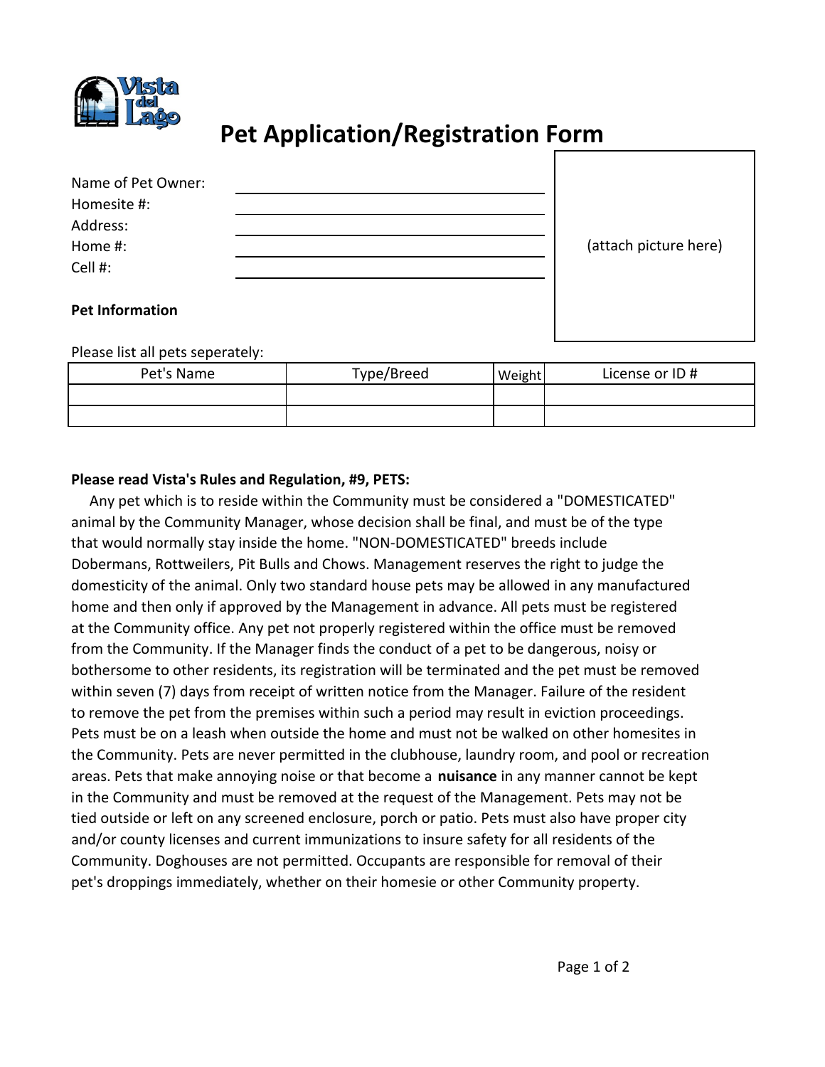# Pet Application/Registration Form

Name of Pet Owner: ______________________

Homesite #: ______________________

Address: ______________________

Home #: ______________________

Cell #: ______________________

(attach picture here)

**Pet Information**

Please list all pets seperately:

| Pet's Name | Type/Breed | Weight | License or ID # |
|---|---|---|---|
| | | | |
| | | | |

**Please read Vista's Rules and Regulation, #9, PETS:**

Any pet which is to reside within the Community must be considered a "DOMESTICATED" animal by the Community Manager, whose decision shall be final, and must be of the type that would normally stay inside the home. "NON-DOMESTICATED" breeds include Dobermans, Rottweilers, Pit Bulls and Chows. Management reserves the right to judge the domesticity of the animal. Only two standard house pets may be allowed in any manufactured home and then only if approved by the Management in advance. All pets must be registered at the Community office. Any pet not properly registered within the office must be removed from the Community. If the Manager finds the conduct of a pet to be dangerous, noisy or bothersome to other residents, its registration will be terminated and the pet must be removed within seven (7) days from receipt of written notice from the Manager. Failure of the resident to remove the pet from the premises within such a period may result in eviction proceedings. Pets must be on a leash when outside the home and must not be walked on other homesites in the Community. Pets are never permitted in the clubhouse, laundry room, and pool or recreation areas. Pets that make annoying noise or that become a **nuisance** in any manner cannot be kept in the Community and must be removed at the request of the Management. Pets may not be tied outside or left on any screened enclosure, porch or patio. Pets must also have proper city and/or county licenses and current immunizations to insure safety for all residents of the Community. Doghouses are not permitted. Occupants are responsible for removal of their pet's droppings immediately, whether on their homesie or other Community property.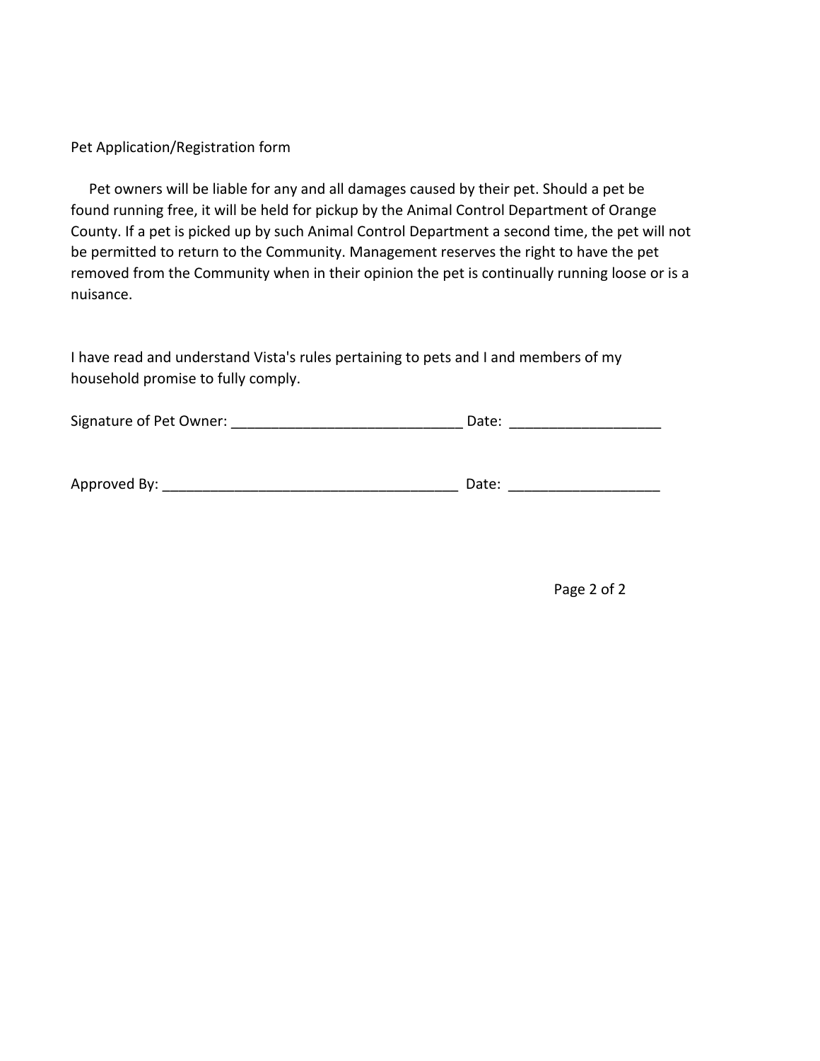Pet Application/Registration form

Pet owners will be liable for any and all damages caused by their pet. Should a pet be found running free, it will be held for pickup by the Animal Control Department of Orange County. If a pet is picked up by such Animal Control Department a second time, the pet will not be permitted to return to the Community. Management reserves the right to have the pet removed from the Community when in their opinion the pet is continually running loose or is a nuisance.

I have read and understand Vista's rules pertaining to pets and I and members of my household promise to fully comply.

Signature of Pet Owner: _____________________________ Date: ___________________

Approved By: _____________________________________ Date: ___________________